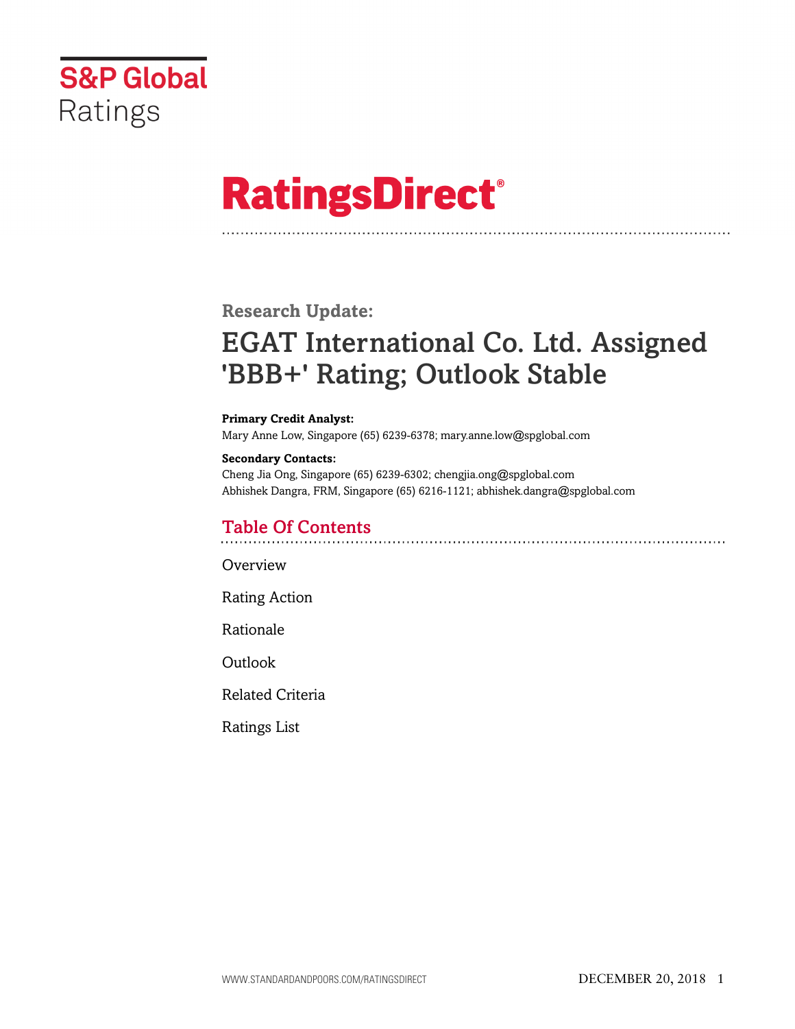S&P Global Ratings

# RatingsDirect®

**Research Update:**

# EGAT International Co. Ltd. Assigned 'BBB+' Rating; Outlook Stable

**Primary Credit Analyst:**
Mary Anne Low, Singapore (65) 6239-6378; mary.anne.low@spglobal.com

**Secondary Contacts:**
Cheng Jia Ong, Singapore (65) 6239-6302; chengjia.ong@spglobal.com
Abhishek Dangra, FRM, Singapore (65) 6216-1121; abhishek.dangra@spglobal.com

## Table Of Contents

Overview

Rating Action

Rationale

Outlook

Related Criteria

Ratings List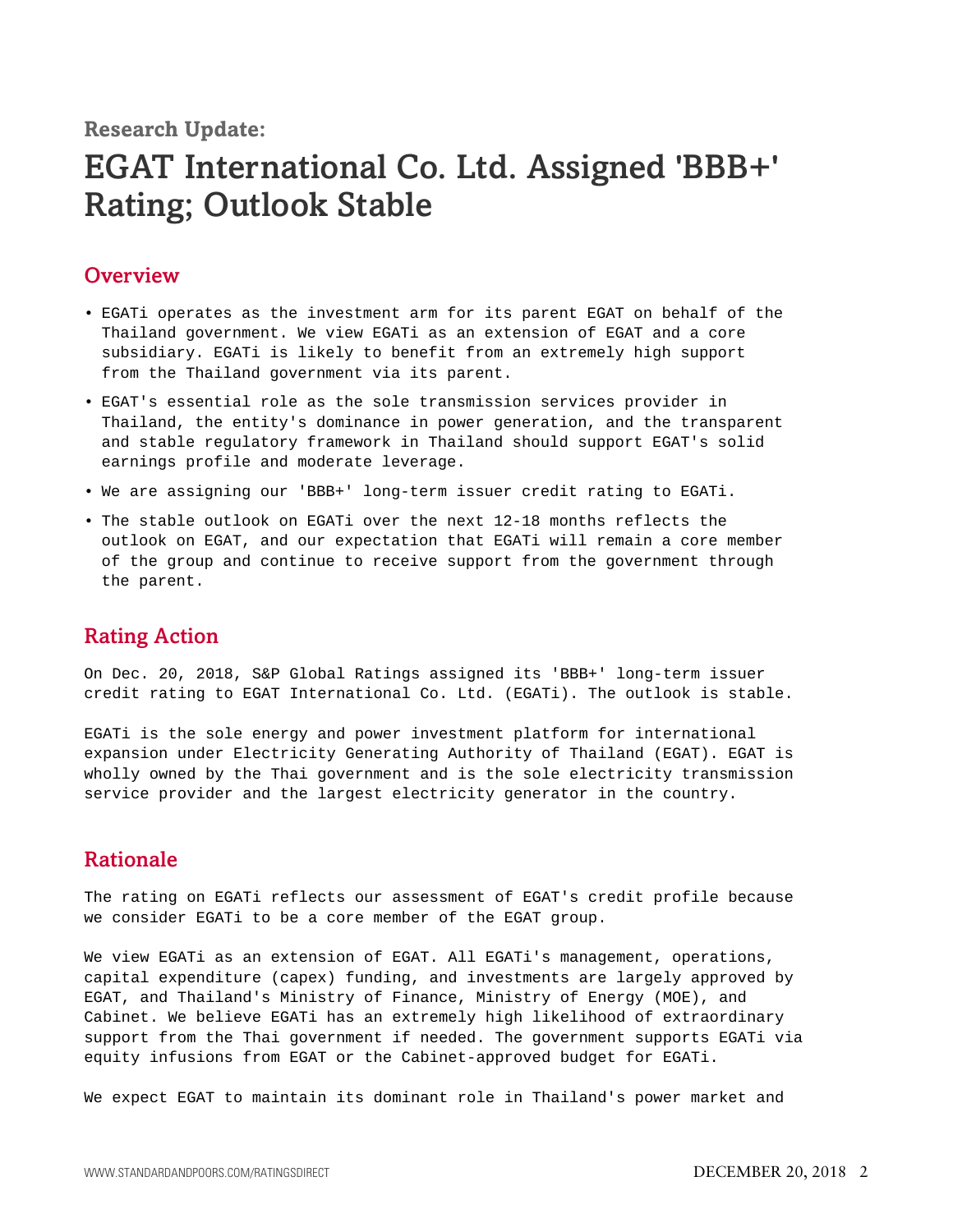Research Update:

# EGAT International Co. Ltd. Assigned 'BBB+' Rating; Outlook Stable

## Overview

- EGATi operates as the investment arm for its parent EGAT on behalf of the Thailand government. We view EGATi as an extension of EGAT and a core subsidiary. EGATi is likely to benefit from an extremely high support from the Thailand government via its parent.
- EGAT's essential role as the sole transmission services provider in Thailand, the entity's dominance in power generation, and the transparent and stable regulatory framework in Thailand should support EGAT's solid earnings profile and moderate leverage.
- We are assigning our 'BBB+' long-term issuer credit rating to EGATi.
- The stable outlook on EGATi over the next 12-18 months reflects the outlook on EGAT, and our expectation that EGATi will remain a core member of the group and continue to receive support from the government through the parent.

## Rating Action

On Dec. 20, 2018, S&P Global Ratings assigned its 'BBB+' long-term issuer credit rating to EGAT International Co. Ltd. (EGATi). The outlook is stable.

EGATi is the sole energy and power investment platform for international expansion under Electricity Generating Authority of Thailand (EGAT). EGAT is wholly owned by the Thai government and is the sole electricity transmission service provider and the largest electricity generator in the country.

## Rationale

The rating on EGATi reflects our assessment of EGAT's credit profile because we consider EGATi to be a core member of the EGAT group.

We view EGATi as an extension of EGAT. All EGATi's management, operations, capital expenditure (capex) funding, and investments are largely approved by EGAT, and Thailand's Ministry of Finance, Ministry of Energy (MOE), and Cabinet. We believe EGATi has an extremely high likelihood of extraordinary support from the Thai government if needed. The government supports EGATi via equity infusions from EGAT or the Cabinet-approved budget for EGATi.

We expect EGAT to maintain its dominant role in Thailand's power market and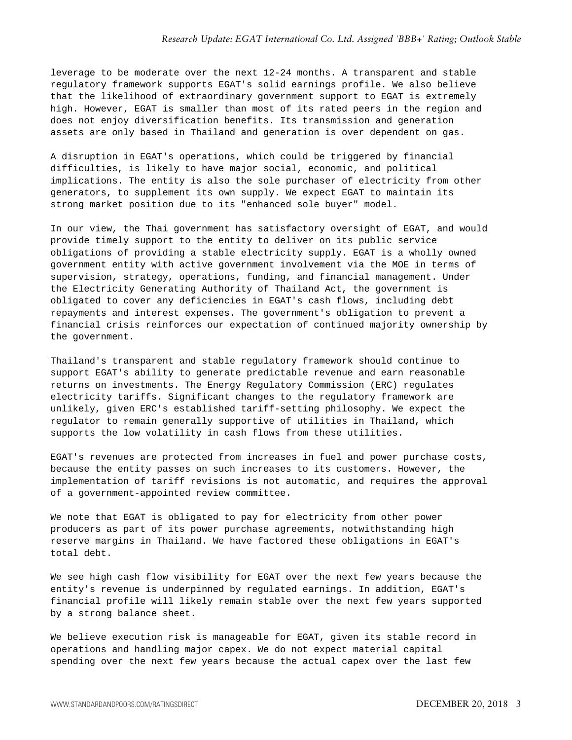leverage to be moderate over the next 12-24 months. A transparent and stable regulatory framework supports EGAT's solid earnings profile. We also believe that the likelihood of extraordinary government support to EGAT is extremely high. However, EGAT is smaller than most of its rated peers in the region and does not enjoy diversification benefits. Its transmission and generation assets are only based in Thailand and generation is over dependent on gas.

A disruption in EGAT's operations, which could be triggered by financial difficulties, is likely to have major social, economic, and political implications. The entity is also the sole purchaser of electricity from other generators, to supplement its own supply. We expect EGAT to maintain its strong market position due to its "enhanced sole buyer" model.

In our view, the Thai government has satisfactory oversight of EGAT, and would provide timely support to the entity to deliver on its public service obligations of providing a stable electricity supply. EGAT is a wholly owned government entity with active government involvement via the MOE in terms of supervision, strategy, operations, funding, and financial management. Under the Electricity Generating Authority of Thailand Act, the government is obligated to cover any deficiencies in EGAT's cash flows, including debt repayments and interest expenses. The government's obligation to prevent a financial crisis reinforces our expectation of continued majority ownership by the government.

Thailand's transparent and stable regulatory framework should continue to support EGAT's ability to generate predictable revenue and earn reasonable returns on investments. The Energy Regulatory Commission (ERC) regulates electricity tariffs. Significant changes to the regulatory framework are unlikely, given ERC's established tariff-setting philosophy. We expect the regulator to remain generally supportive of utilities in Thailand, which supports the low volatility in cash flows from these utilities.

EGAT's revenues are protected from increases in fuel and power purchase costs, because the entity passes on such increases to its customers. However, the implementation of tariff revisions is not automatic, and requires the approval of a government-appointed review committee.

We note that EGAT is obligated to pay for electricity from other power producers as part of its power purchase agreements, notwithstanding high reserve margins in Thailand. We have factored these obligations in EGAT's total debt.

We see high cash flow visibility for EGAT over the next few years because the entity's revenue is underpinned by regulated earnings. In addition, EGAT's financial profile will likely remain stable over the next few years supported by a strong balance sheet.

We believe execution risk is manageable for EGAT, given its stable record in operations and handling major capex. We do not expect material capital spending over the next few years because the actual capex over the last few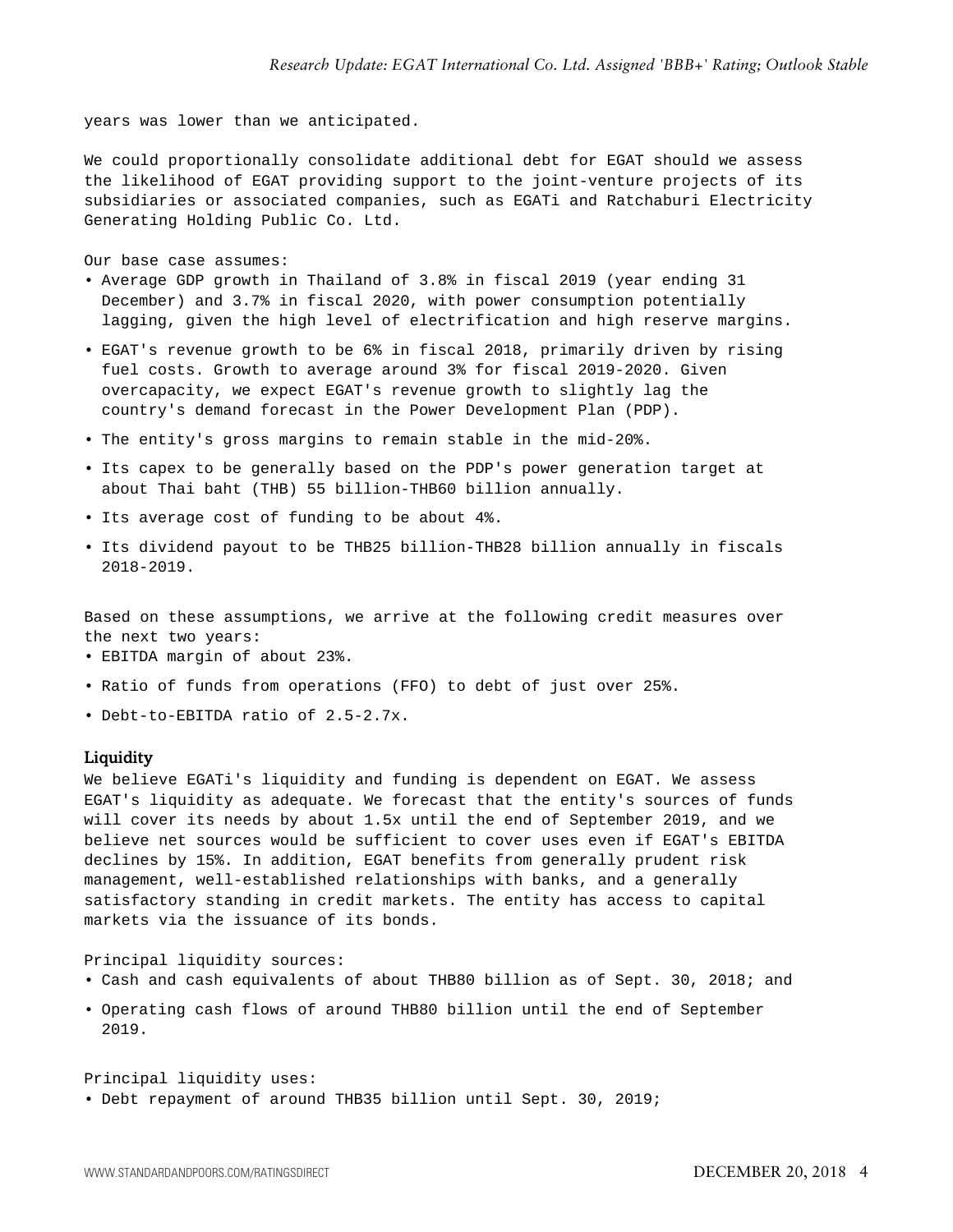years was lower than we anticipated.

We could proportionally consolidate additional debt for EGAT should we assess the likelihood of EGAT providing support to the joint-venture projects of its subsidiaries or associated companies, such as EGATi and Ratchaburi Electricity Generating Holding Public Co. Ltd.

Our base case assumes:

- Average GDP growth in Thailand of 3.8% in fiscal 2019 (year ending 31 December) and 3.7% in fiscal 2020, with power consumption potentially lagging, given the high level of electrification and high reserve margins.
- EGAT's revenue growth to be 6% in fiscal 2018, primarily driven by rising fuel costs. Growth to average around 3% for fiscal 2019-2020. Given overcapacity, we expect EGAT's revenue growth to slightly lag the country's demand forecast in the Power Development Plan (PDP).
- The entity's gross margins to remain stable in the mid-20%.
- Its capex to be generally based on the PDP's power generation target at about Thai baht (THB) 55 billion-THB60 billion annually.
- Its average cost of funding to be about 4%.
- Its dividend payout to be THB25 billion-THB28 billion annually in fiscals 2018-2019.

Based on these assumptions, we arrive at the following credit measures over the next two years:

- EBITDA margin of about 23%.
- Ratio of funds from operations (FFO) to debt of just over 25%.
- Debt-to-EBITDA ratio of 2.5-2.7x.

## Liquidity

We believe EGATi's liquidity and funding is dependent on EGAT. We assess EGAT's liquidity as adequate. We forecast that the entity's sources of funds will cover its needs by about 1.5x until the end of September 2019, and we believe net sources would be sufficient to cover uses even if EGAT's EBITDA declines by 15%. In addition, EGAT benefits from generally prudent risk management, well-established relationships with banks, and a generally satisfactory standing in credit markets. The entity has access to capital markets via the issuance of its bonds.

Principal liquidity sources:

- Cash and cash equivalents of about THB80 billion as of Sept. 30, 2018; and
- Operating cash flows of around THB80 billion until the end of September 2019.

Principal liquidity uses:

- Debt repayment of around THB35 billion until Sept. 30, 2019;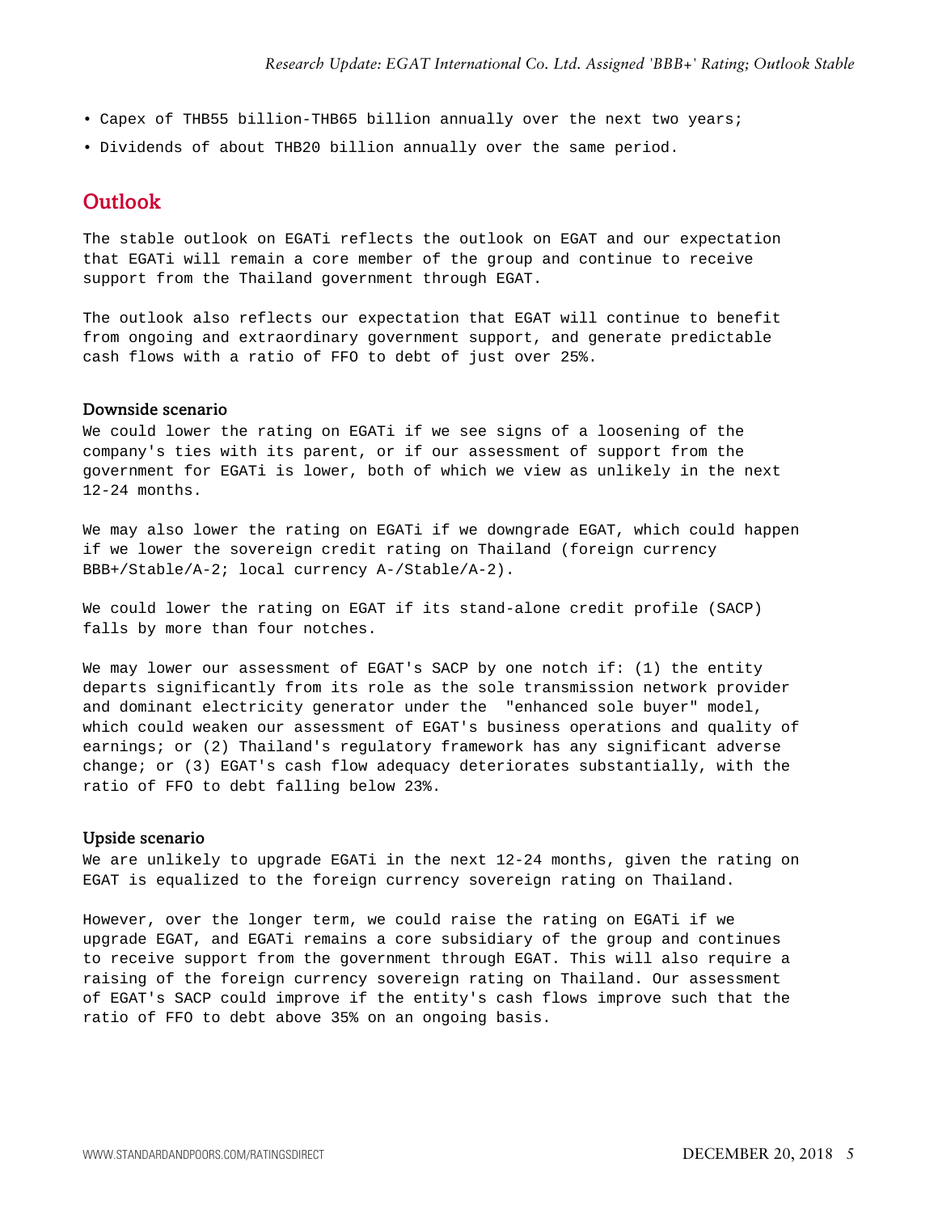- Capex of THB55 billion-THB65 billion annually over the next two years;
- Dividends of about THB20 billion annually over the same period.

## Outlook

The stable outlook on EGATi reflects the outlook on EGAT and our expectation that EGATi will remain a core member of the group and continue to receive support from the Thailand government through EGAT.

The outlook also reflects our expectation that EGAT will continue to benefit from ongoing and extraordinary government support, and generate predictable cash flows with a ratio of FFO to debt of just over 25%.

### Downside scenario

We could lower the rating on EGATi if we see signs of a loosening of the company's ties with its parent, or if our assessment of support from the government for EGATi is lower, both of which we view as unlikely in the next 12-24 months.

We may also lower the rating on EGATi if we downgrade EGAT, which could happen if we lower the sovereign credit rating on Thailand (foreign currency BBB+/Stable/A-2; local currency A-/Stable/A-2).

We could lower the rating on EGAT if its stand-alone credit profile (SACP) falls by more than four notches.

We may lower our assessment of EGAT's SACP by one notch if: (1) the entity departs significantly from its role as the sole transmission network provider and dominant electricity generator under the "enhanced sole buyer" model, which could weaken our assessment of EGAT's business operations and quality of earnings; or (2) Thailand's regulatory framework has any significant adverse change; or (3) EGAT's cash flow adequacy deteriorates substantially, with the ratio of FFO to debt falling below 23%.

### Upside scenario

We are unlikely to upgrade EGATi in the next 12-24 months, given the rating on EGAT is equalized to the foreign currency sovereign rating on Thailand.

However, over the longer term, we could raise the rating on EGATi if we upgrade EGAT, and EGATi remains a core subsidiary of the group and continues to receive support from the government through EGAT. This will also require a raising of the foreign currency sovereign rating on Thailand. Our assessment of EGAT's SACP could improve if the entity's cash flows improve such that the ratio of FFO to debt above 35% on an ongoing basis.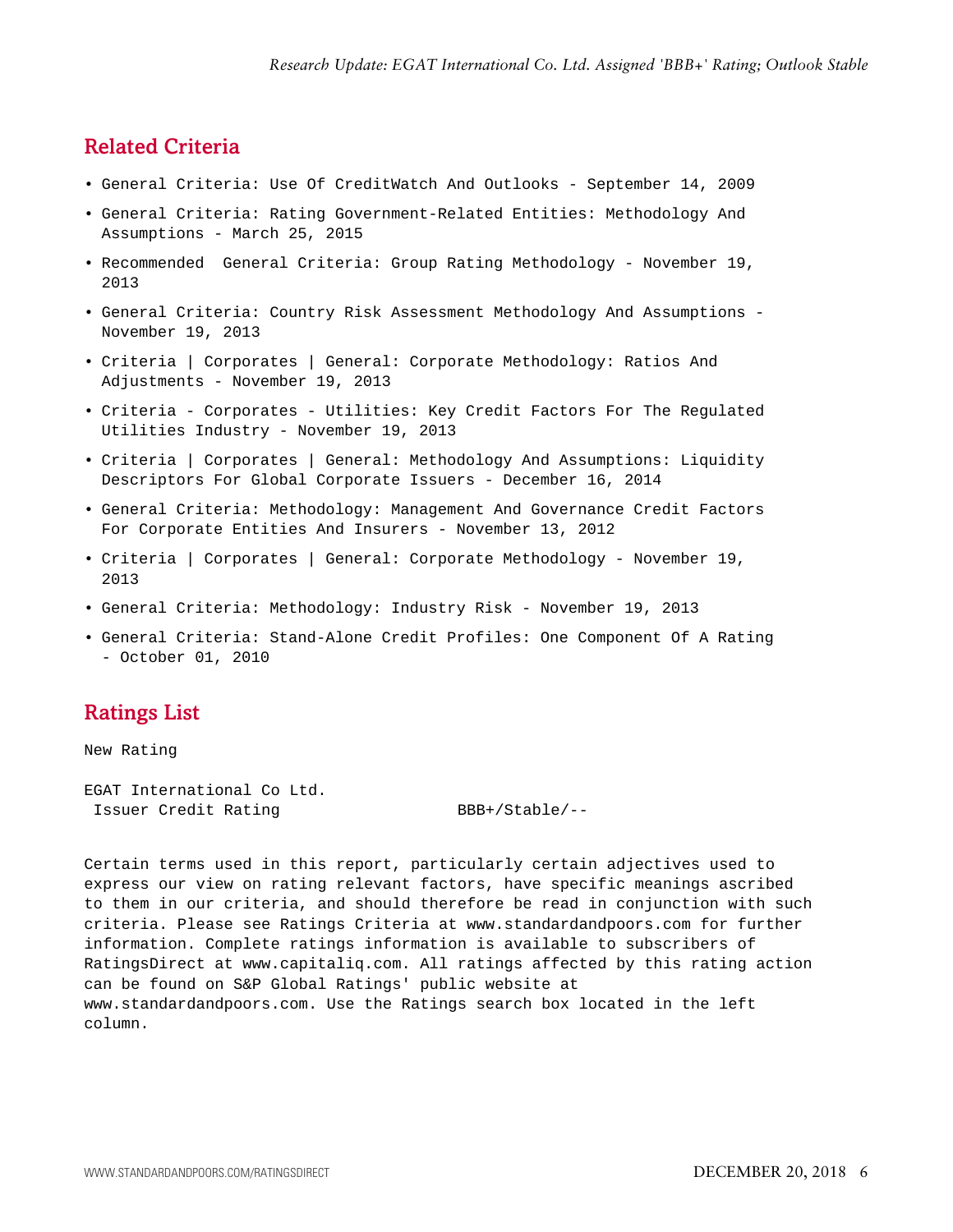## Related Criteria

- General Criteria: Use Of CreditWatch And Outlooks - September 14, 2009
- General Criteria: Rating Government-Related Entities: Methodology And Assumptions - March 25, 2015
- Recommended General Criteria: Group Rating Methodology - November 19, 2013
- General Criteria: Country Risk Assessment Methodology And Assumptions - November 19, 2013
- Criteria | Corporates | General: Corporate Methodology: Ratios And Adjustments - November 19, 2013
- Criteria - Corporates - Utilities: Key Credit Factors For The Regulated Utilities Industry - November 19, 2013
- Criteria | Corporates | General: Methodology And Assumptions: Liquidity Descriptors For Global Corporate Issuers - December 16, 2014
- General Criteria: Methodology: Management And Governance Credit Factors For Corporate Entities And Insurers - November 13, 2012
- Criteria | Corporates | General: Corporate Methodology - November 19, 2013
- General Criteria: Methodology: Industry Risk - November 19, 2013
- General Criteria: Stand-Alone Credit Profiles: One Component Of A Rating - October 01, 2010

## Ratings List

New Rating

| EGAT International Co Ltd. | |
|---|---|
| Issuer Credit Rating | BBB+/Stable/-- |

Certain terms used in this report, particularly certain adjectives used to express our view on rating relevant factors, have specific meanings ascribed to them in our criteria, and should therefore be read in conjunction with such criteria. Please see Ratings Criteria at www.standardandpoors.com for further information. Complete ratings information is available to subscribers of RatingsDirect at www.capitaliq.com. All ratings affected by this rating action can be found on S&P Global Ratings' public website at www.standardandpoors.com. Use the Ratings search box located in the left column.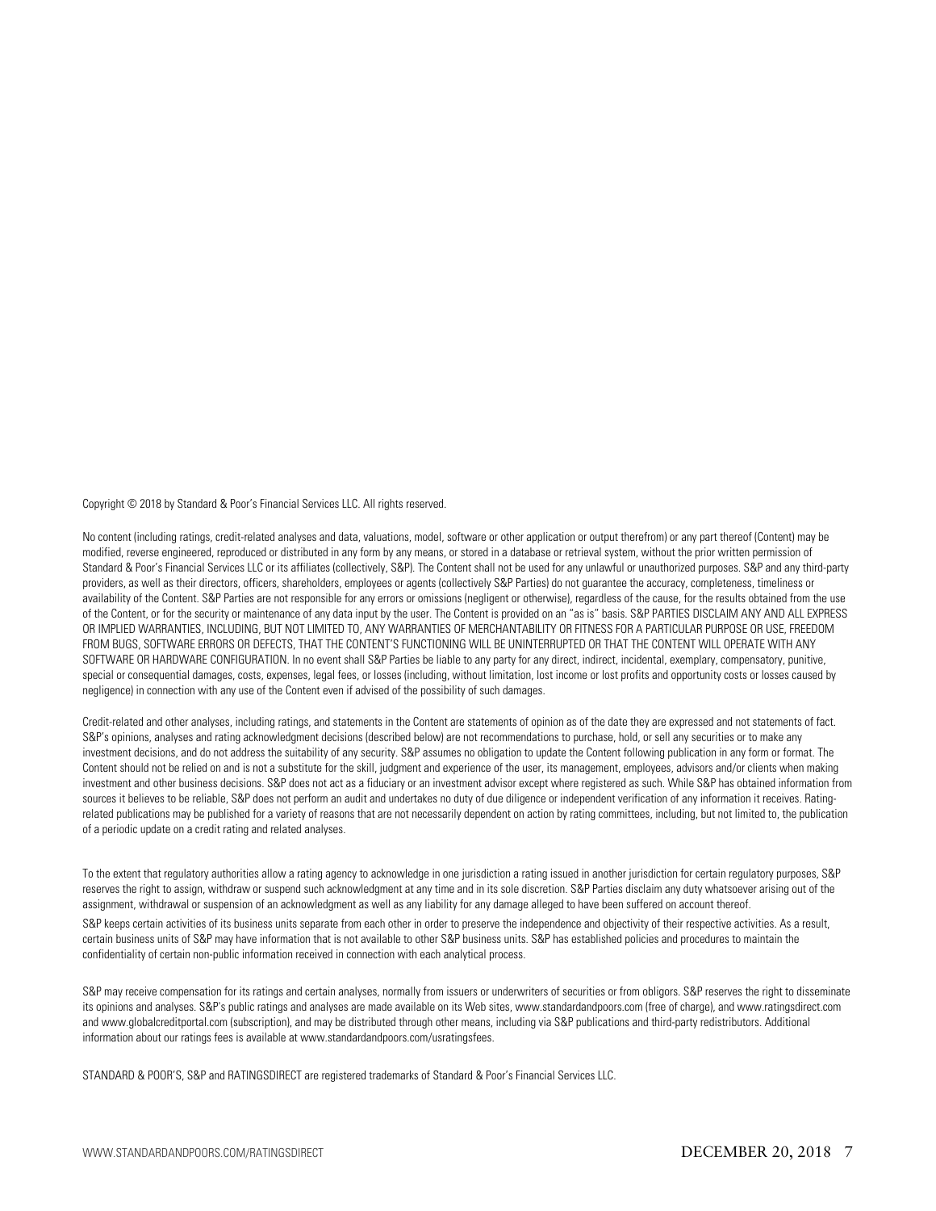Copyright © 2018 by Standard & Poor's Financial Services LLC. All rights reserved.

No content (including ratings, credit-related analyses and data, valuations, model, software or other application or output therefrom) or any part thereof (Content) may be modified, reverse engineered, reproduced or distributed in any form by any means, or stored in a database or retrieval system, without the prior written permission of Standard & Poor's Financial Services LLC or its affiliates (collectively, S&P). The Content shall not be used for any unlawful or unauthorized purposes. S&P and any third-party providers, as well as their directors, officers, shareholders, employees or agents (collectively S&P Parties) do not guarantee the accuracy, completeness, timeliness or availability of the Content. S&P Parties are not responsible for any errors or omissions (negligent or otherwise), regardless of the cause, for the results obtained from the use of the Content, or for the security or maintenance of any data input by the user. The Content is provided on an "as is" basis. S&P PARTIES DISCLAIM ANY AND ALL EXPRESS OR IMPLIED WARRANTIES, INCLUDING, BUT NOT LIMITED TO, ANY WARRANTIES OF MERCHANTABILITY OR FITNESS FOR A PARTICULAR PURPOSE OR USE, FREEDOM FROM BUGS, SOFTWARE ERRORS OR DEFECTS, THAT THE CONTENT'S FUNCTIONING WILL BE UNINTERRUPTED OR THAT THE CONTENT WILL OPERATE WITH ANY SOFTWARE OR HARDWARE CONFIGURATION. In no event shall S&P Parties be liable to any party for any direct, indirect, incidental, exemplary, compensatory, punitive, special or consequential damages, costs, expenses, legal fees, or losses (including, without limitation, lost income or lost profits and opportunity costs or losses caused by negligence) in connection with any use of the Content even if advised of the possibility of such damages.

Credit-related and other analyses, including ratings, and statements in the Content are statements of opinion as of the date they are expressed and not statements of fact. S&P's opinions, analyses and rating acknowledgment decisions (described below) are not recommendations to purchase, hold, or sell any securities or to make any investment decisions, and do not address the suitability of any security. S&P assumes no obligation to update the Content following publication in any form or format. The Content should not be relied on and is not a substitute for the skill, judgment and experience of the user, its management, employees, advisors and/or clients when making investment and other business decisions. S&P does not act as a fiduciary or an investment advisor except where registered as such. While S&P has obtained information from sources it believes to be reliable, S&P does not perform an audit and undertakes no duty of due diligence or independent verification of any information it receives. Rating-related publications may be published for a variety of reasons that are not necessarily dependent on action by rating committees, including, but not limited to, the publication of a periodic update on a credit rating and related analyses.

To the extent that regulatory authorities allow a rating agency to acknowledge in one jurisdiction a rating issued in another jurisdiction for certain regulatory purposes, S&P reserves the right to assign, withdraw or suspend such acknowledgment at any time and in its sole discretion. S&P Parties disclaim any duty whatsoever arising out of the assignment, withdrawal or suspension of an acknowledgment as well as any liability for any damage alleged to have been suffered on account thereof.

S&P keeps certain activities of its business units separate from each other in order to preserve the independence and objectivity of their respective activities. As a result, certain business units of S&P may have information that is not available to other S&P business units. S&P has established policies and procedures to maintain the confidentiality of certain non-public information received in connection with each analytical process.

S&P may receive compensation for its ratings and certain analyses, normally from issuers or underwriters of securities or from obligors. S&P reserves the right to disseminate its opinions and analyses. S&P's public ratings and analyses are made available on its Web sites, www.standardandpoors.com (free of charge), and www.ratingsdirect.com and www.globalcreditportal.com (subscription), and may be distributed through other means, including via S&P publications and third-party redistributors. Additional information about our ratings fees is available at www.standardandpoors.com/usratingsfees.

STANDARD & POOR'S, S&P and RATINGSDIRECT are registered trademarks of Standard & Poor's Financial Services LLC.